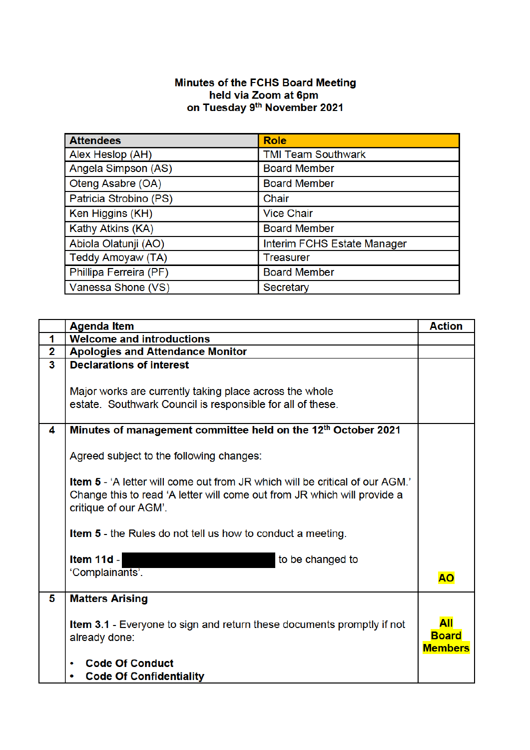**Minutes of the FCHS Board Meeting**
**held via Zoom at 6pm**
**on Tuesday 9th November 2021**

| Attendees | Role |
|---|---|
| Alex Heslop (AH) | TMI Team Southwark |
| Angela Simpson (AS) | Board Member |
| Oteng Asabre (OA) | Board Member |
| Patricia Strobino (PS) | Chair |
| Ken Higgins (KH) | Vice Chair |
| Kathy Atkins (KA) | Board Member |
| Abiola Olatunji (AO) | Interim FCHS Estate Manager |
| Teddy Amoyaw (TA) | Treasurer |
| Phillipa Ferreira (PF) | Board Member |
| Vanessa Shone (VS) | Secretary |

| | Agenda Item | Action |
|---|---|---|
| 1 | **Welcome and introductions** | |
| 2 | **Apologies and Attendance Monitor** | |
| 3 | **Declarations of interest**<br><br>Major works are currently taking place across the whole estate. Southwark Council is responsible for all of these. | |
| 4 | **Minutes of management committee held on the 12th October 2021**<br><br>Agreed subject to the following changes:<br><br>**Item 5** - 'A letter will come out from JR which will be critical of our AGM.' Change this to read 'A letter will come out from JR which will provide a critique of our AGM'.<br><br>**Item 5** - the Rules do not tell us how to conduct a meeting.<br><br>**Item 11d** - [REDACTED] to be changed to 'Complainants'. | **AO** |
| 5 | **Matters Arising**<br><br>**Item 3.1** - Everyone to sign and return these documents promptly if not already done:<br><br>• **Code Of Conduct**<br>• **Code Of Confidentiality** | **All Board Members** |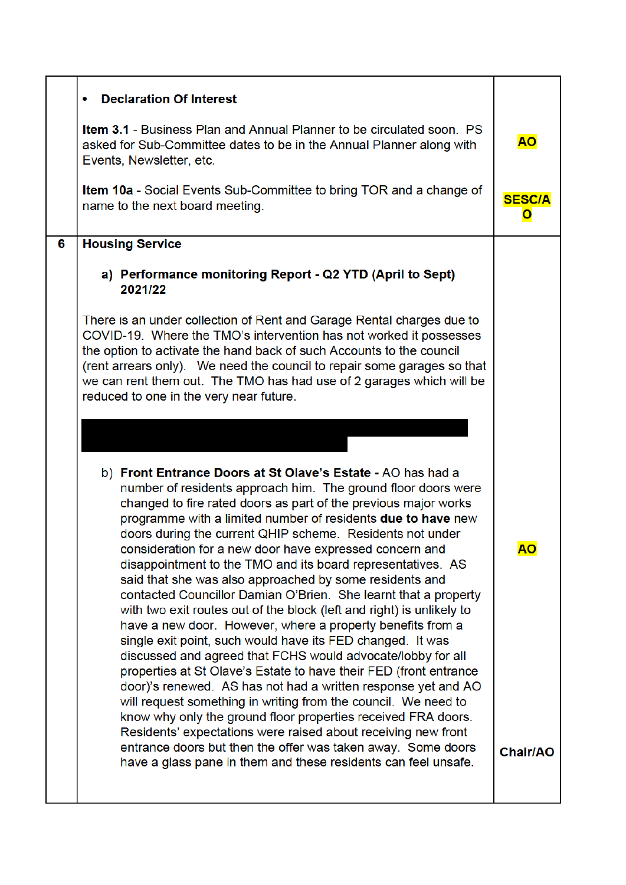| | | |
|---|---|---|
| | • **Declaration Of Interest**<br><br>**Item 3.1** - Business Plan and Annual Planner to be circulated soon. PS asked for Sub-Committee dates to be in the Annual Planner along with Events, Newsletter, etc.<br><br>**Item 10a** - Social Events Sub-Committee to bring TOR and a change of name to the next board meeting. | **AO**<br><br>**SESC/AO** |
| **6** | **Housing Service**<br><br>a) **Performance monitoring Report - Q2 YTD (April to Sept) 2021/22**<br><br>There is an under collection of Rent and Garage Rental charges due to COVID-19. Where the TMO's intervention has not worked it possesses the option to activate the hand back of such Accounts to the council (rent arrears only). We need the council to repair some garages so that we can rent them out. The TMO has had use of 2 garages which will be reduced to one in the very near future.<br><br>b) **Front Entrance Doors at St Olave's Estate -** AO has had a number of residents approach him. The ground floor doors were changed to fire rated doors as part of the previous major works programme with a limited number of residents **due to have** new doors during the current QHIP scheme. Residents not under consideration for a new door have expressed concern and disappointment to the TMO and its board representatives. AS said that she was also approached by some residents and contacted Councillor Damian O'Brien. She learnt that a property with two exit routes out of the block (left and right) is unlikely to have a new door. However, where a property benefits from a single exit point, such would have its FED changed. It was discussed and agreed that FCHS would advocate/lobby for all properties at St Olave's Estate to have their FED (front entrance door)'s renewed. AS has not had a written response yet and AO will request something in writing from the council. We need to know why only the ground floor properties received FRA doors. Residents' expectations were raised about receiving new front entrance doors but then the offer was taken away. Some doors have a glass pane in them and these residents can feel unsafe. | **AO**<br><br>**Chair/AO** |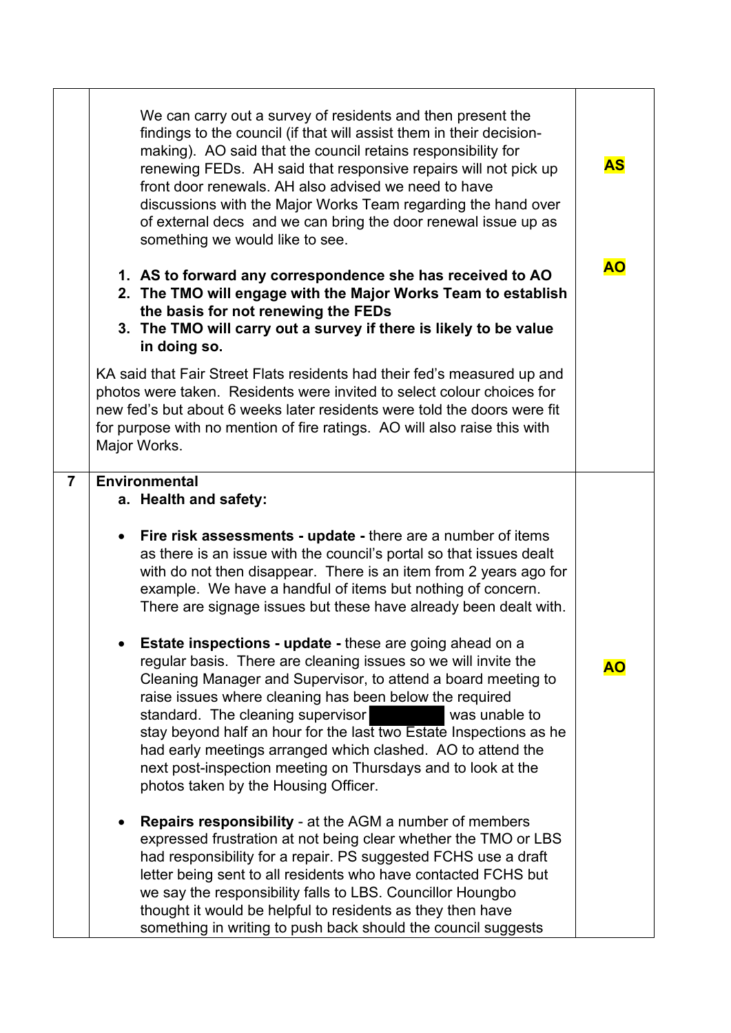| | | |
|---|---|---|
| | We can carry out a survey of residents and then present the findings to the council (if that will assist them in their decision-making). AO said that the council retains responsibility for renewing FEDs. AH said that responsive repairs will not pick up front door renewals. AH also advised we need to have discussions with the Major Works Team regarding the hand over of external decs and we can bring the door renewal issue up as something we would like to see.<br><br>**1. AS to forward any correspondence she has received to AO**<br>**2. The TMO will engage with the Major Works Team to establish the basis for not renewing the FEDs**<br>**3. The TMO will carry out a survey if there is likely to be value in doing so.**<br><br>KA said that Fair Street Flats residents had their fed's measured up and photos were taken. Residents were invited to select colour choices for new fed's but about 6 weeks later residents were told the doors were fit for purpose with no mention of fire ratings. AO will also raise this with Major Works. | **AS**<br><br>**AO** |
| **7** | **Environmental**<br>**a. Health and safety:**<br><br>• **Fire risk assessments - update -** there are a number of items as there is an issue with the council's portal so that issues dealt with do not then disappear. There is an item from 2 years ago for example. We have a handful of items but nothing of concern. There are signage issues but these have already been dealt with.<br><br>• **Estate inspections - update -** these are going ahead on a regular basis. There are cleaning issues so we will invite the Cleaning Manager and Supervisor, to attend a board meeting to raise issues where cleaning has been below the required standard. The cleaning supervisor [REDACTED] was unable to stay beyond half an hour for the last two Estate Inspections as he had early meetings arranged which clashed. AO to attend the next post-inspection meeting on Thursdays and to look at the photos taken by the Housing Officer.<br><br>• **Repairs responsibility** - at the AGM a number of members expressed frustration at not being clear whether the TMO or LBS had responsibility for a repair. PS suggested FCHS use a draft letter being sent to all residents who have contacted FCHS but we say the responsibility falls to LBS. Councillor Houngbo thought it would be helpful to residents as they then have something in writing to push back should the council suggests | **AO** |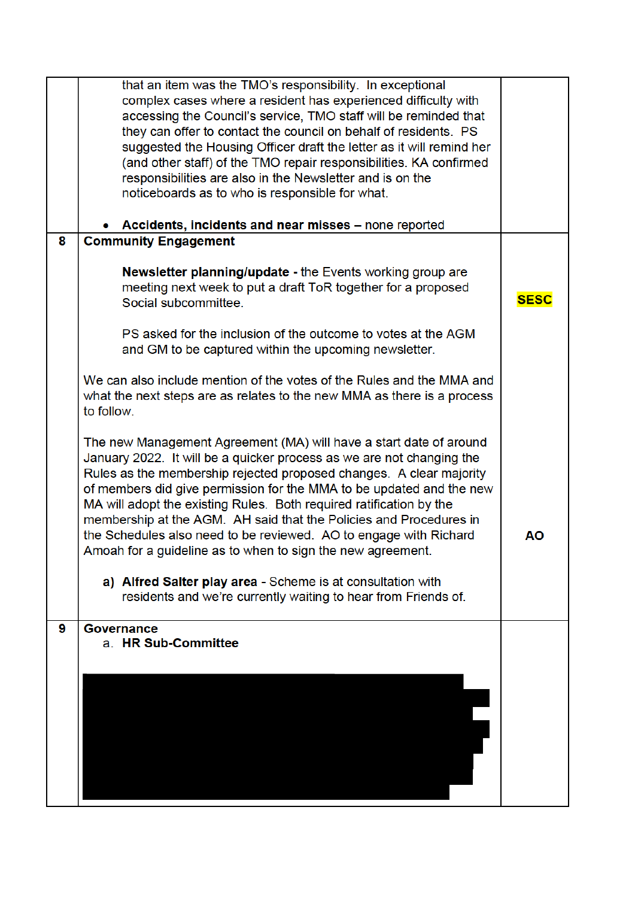| | | |
|---|---|---|
| | that an item was the TMO's responsibility. In exceptional complex cases where a resident has experienced difficulty with accessing the Council's service, TMO staff will be reminded that they can offer to contact the council on behalf of residents. PS suggested the Housing Officer draft the letter as it will remind her (and other staff) of the TMO repair responsibilities. KA confirmed responsibilities are also in the Newsletter and is on the noticeboards as to who is responsible for what.<br><br>• **Accidents, incidents and near misses** – none reported | |
| 8 | **Community Engagement**<br><br>**Newsletter planning/update -** the Events working group are meeting next week to put a draft ToR together for a proposed Social subcommittee.<br><br>PS asked for the inclusion of the outcome to votes at the AGM and GM to be captured within the upcoming newsletter.<br><br>We can also include mention of the votes of the Rules and the MMA and what the next steps are as relates to the new MMA as there is a process to follow.<br><br>The new Management Agreement (MA) will have a start date of around January 2022. It will be a quicker process as we are not changing the Rules as the membership rejected proposed changes. A clear majority of members did give permission for the MMA to be updated and the new MA will adopt the existing Rules. Both required ratification by the membership at the AGM. AH said that the Policies and Procedures in the Schedules also need to be reviewed. AO to engage with Richard Amoah for a guideline as to when to sign the new agreement.<br><br>a) **Alfred Salter play area** - Scheme is at consultation with residents and we're currently waiting to hear from Friends of. | **SESC**<br><br><br><br><br><br><br><br><br>**AO** |
| 9 | **Governance**<br>a. **HR Sub-Committee**<br><br>[REDACTED] | |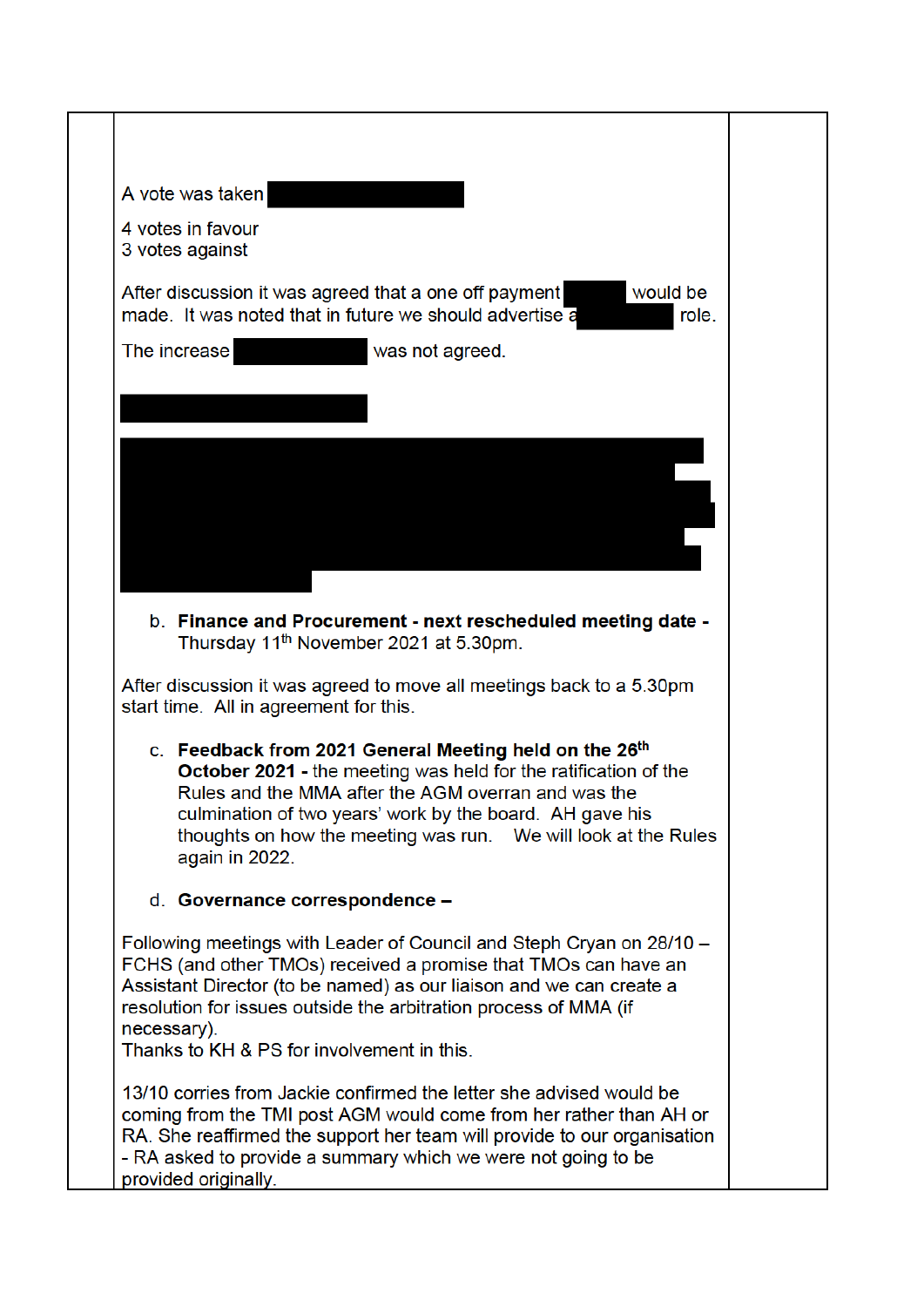A vote was taken

4 votes in favour
3 votes against

After discussion it was agreed that a one off payment would be made. It was noted that in future we should advertise a role.

The increase was not agreed.

b. **Finance and Procurement - next rescheduled meeting date -** Thursday 11th November 2021 at 5.30pm.

After discussion it was agreed to move all meetings back to a 5.30pm start time. All in agreement for this.

c. **Feedback from 2021 General Meeting held on the 26th October 2021 -** the meeting was held for the ratification of the Rules and the MMA after the AGM overran and was the culmination of two years' work by the board. AH gave his thoughts on how the meeting was run. We will look at the Rules again in 2022.

d. **Governance correspondence –**

Following meetings with Leader of Council and Steph Cryan on 28/10 – FCHS (and other TMOs) received a promise that TMOs can have an Assistant Director (to be named) as our liaison and we can create a resolution for issues outside the arbitration process of MMA (if necessary).
Thanks to KH & PS for involvement in this.

13/10 corries from Jackie confirmed the letter she advised would be coming from the TMI post AGM would come from her rather than AH or RA. She reaffirmed the support her team will provide to our organisation - RA asked to provide a summary which we were not going to be provided originally.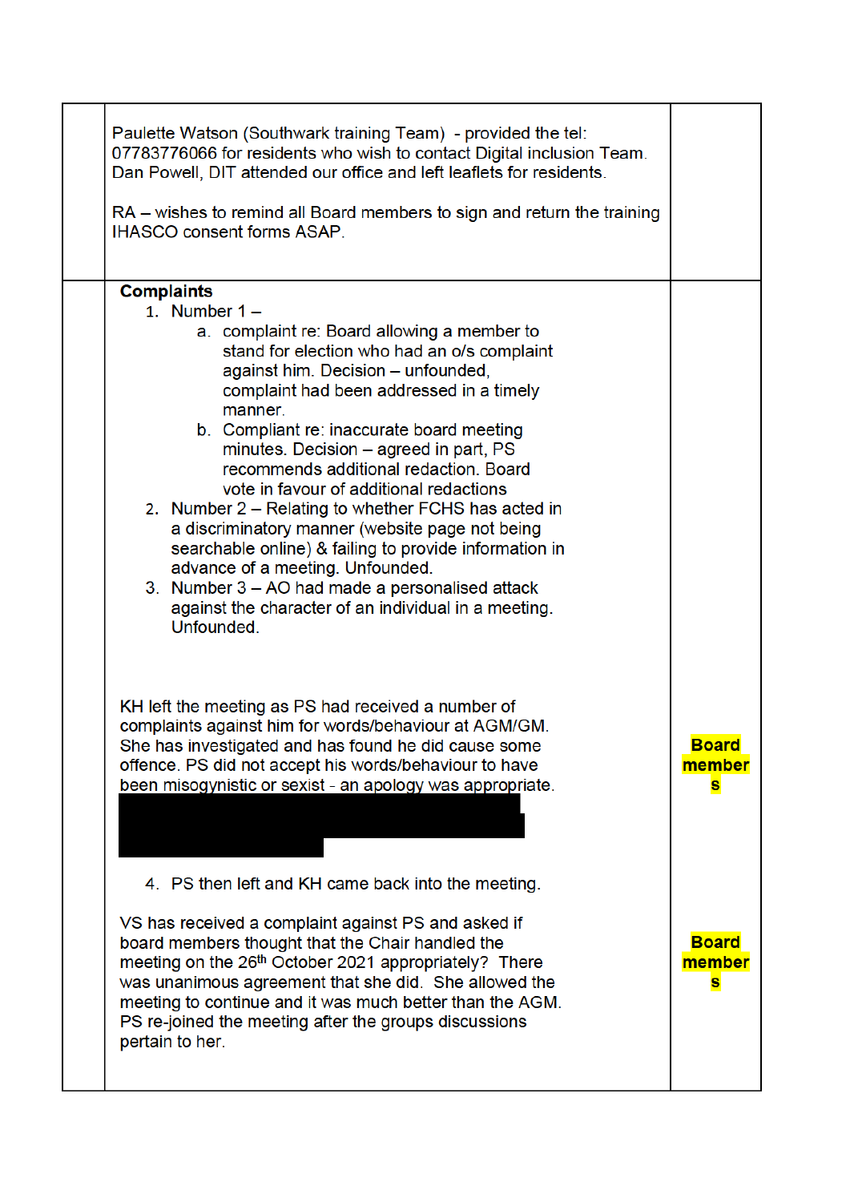| | | |
|---|---|---|
| | Paulette Watson (Southwark training Team) - provided the tel: 07783776066 for residents who wish to contact Digital inclusion Team. Dan Powell, DIT attended our office and left leaflets for residents.<br><br>RA – wishes to remind all Board members to sign and return the training IHASCO consent forms ASAP. | |
| | **Complaints**<br>1. Number 1 –<br>&nbsp;&nbsp;&nbsp;&nbsp;a. complaint re: Board allowing a member to stand for election who had an o/s complaint against him. Decision – unfounded, complaint had been addressed in a timely manner.<br>&nbsp;&nbsp;&nbsp;&nbsp;b. Compliant re: inaccurate board meeting minutes. Decision – agreed in part, PS recommends additional redaction. Board vote in favour of additional redactions<br>2. Number 2 – Relating to whether FCHS has acted in a discriminatory manner (website page not being searchable online) & failing to provide information in advance of a meeting. Unfounded.<br>3. Number 3 – AO had made a personalised attack against the character of an individual in a meeting. Unfounded.<br><br>KH left the meeting as PS had received a number of complaints against him for words/behaviour at AGM/GM. She has investigated and has found he did cause some offence. PS did not accept his words/behaviour to have been misogynistic or sexist - an apology was appropriate.<br><br>4. PS then left and KH came back into the meeting.<br><br>VS has received a complaint against PS and asked if board members thought that the Chair handled the meeting on the 26th October 2021 appropriately? There was unanimous agreement that she did. She allowed the meeting to continue and it was much better than the AGM. PS re-joined the meeting after the groups discussions pertain to her. | **Board members**<br><br><br><br>**Board members** |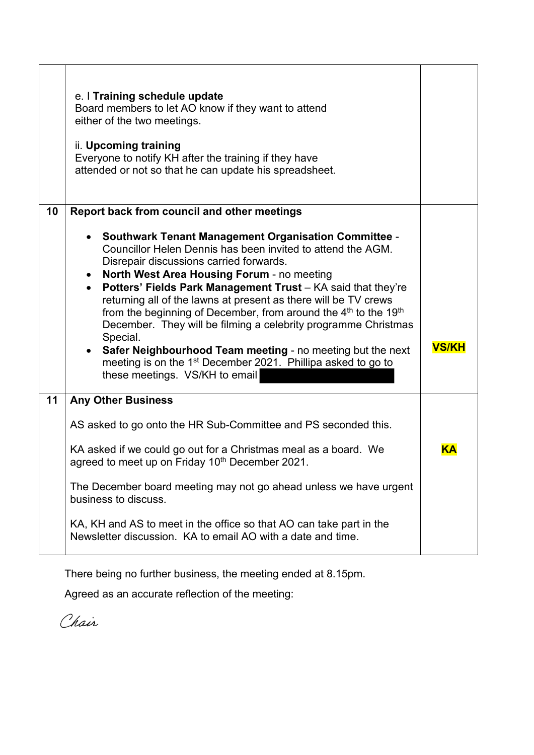| | | |
|---|---|---|
| | e. I **Training schedule update**<br>Board members to let AO know if they want to attend either of the two meetings.<br><br>ii. **Upcoming training**<br>Everyone to notify KH after the training if they have attended or not so that he can update his spreadsheet. | |
| **10** | **Report back from council and other meetings**<br><br>• **Southwark Tenant Management Organisation Committee** - Councillor Helen Dennis has been invited to attend the AGM. Disrepair discussions carried forwards.<br>• **North West Area Housing Forum** - no meeting<br>• **Potters' Fields Park Management Trust** – KA said that they're returning all of the lawns at present as there will be TV crews from the beginning of December, from around the 4th to the 19th December. They will be filming a celebrity programme Christmas Special.<br>• **Safer Neighbourhood Team meeting** - no meeting but the next meeting is on the 1st December 2021. Phillipa asked to go to these meetings. VS/KH to email | **VS/KH** |
| **11** | **Any Other Business**<br><br>AS asked to go onto the HR Sub-Committee and PS seconded this.<br><br>KA asked if we could go out for a Christmas meal as a board. We agreed to meet up on Friday 10th December 2021.<br><br>The December board meeting may not go ahead unless we have urgent business to discuss.<br><br>KA, KH and AS to meet in the office so that AO can take part in the Newsletter discussion. KA to email AO with a date and time. | **KA** |

There being no further business, the meeting ended at 8.15pm.

Agreed as an accurate reflection of the meeting:

*Chair*